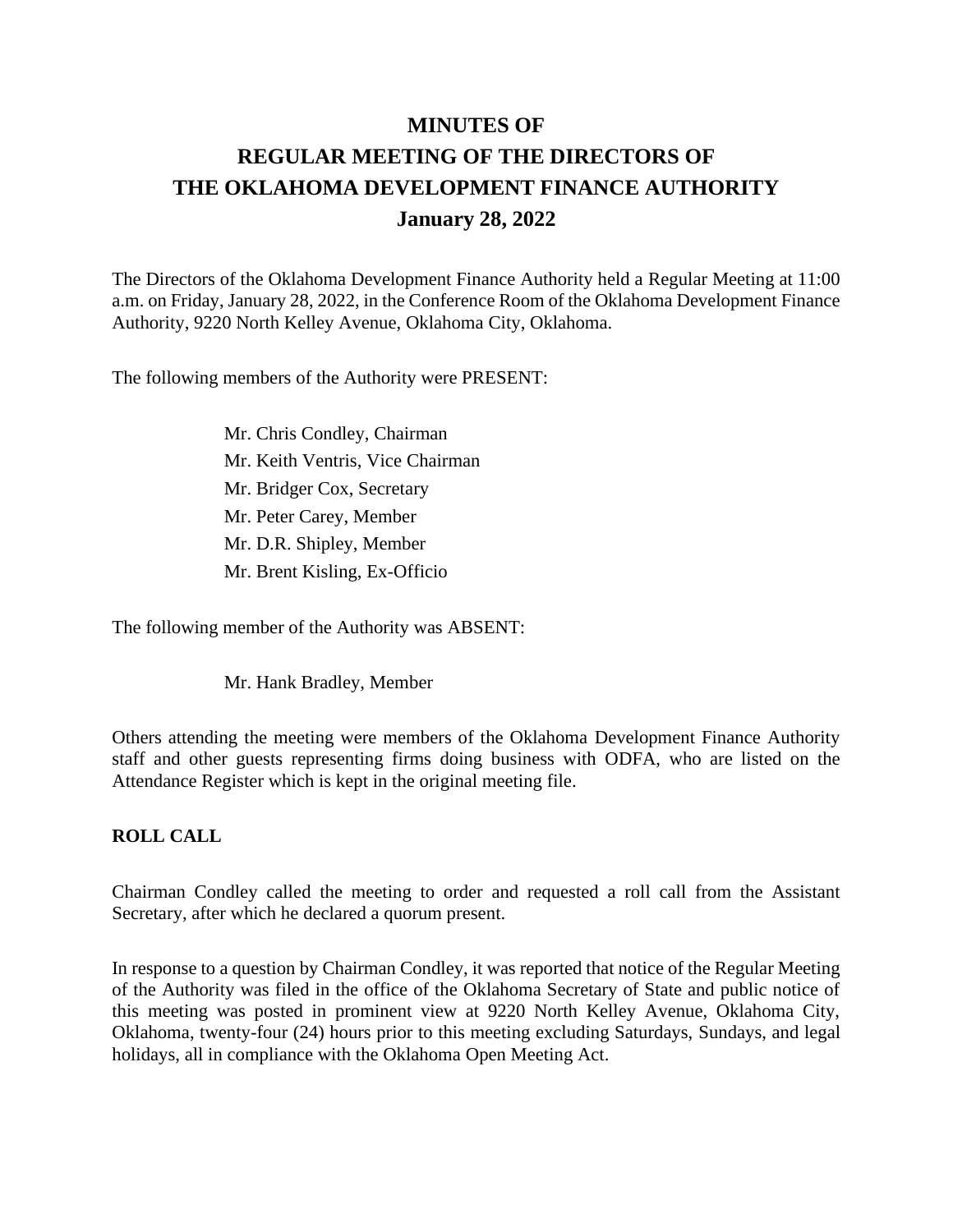# MINUTES OF
# REGULAR MEETING OF THE DIRECTORS OF
# THE OKLAHOMA DEVELOPMENT FINANCE AUTHORITY
# January 28, 2022

The Directors of the Oklahoma Development Finance Authority held a Regular Meeting at 11:00 a.m. on Friday, January 28, 2022, in the Conference Room of the Oklahoma Development Finance Authority, 9220 North Kelley Avenue, Oklahoma City, Oklahoma.

The following members of the Authority were PRESENT:

Mr. Chris Condley, Chairman
Mr. Keith Ventris, Vice Chairman
Mr. Bridger Cox, Secretary
Mr. Peter Carey, Member
Mr. D.R. Shipley, Member
Mr. Brent Kisling, Ex-Officio

The following member of the Authority was ABSENT:

Mr. Hank Bradley, Member

Others attending the meeting were members of the Oklahoma Development Finance Authority staff and other guests representing firms doing business with ODFA, who are listed on the Attendance Register which is kept in the original meeting file.

**ROLL CALL**

Chairman Condley called the meeting to order and requested a roll call from the Assistant Secretary, after which he declared a quorum present.

In response to a question by Chairman Condley, it was reported that notice of the Regular Meeting of the Authority was filed in the office of the Oklahoma Secretary of State and public notice of this meeting was posted in prominent view at 9220 North Kelley Avenue, Oklahoma City, Oklahoma, twenty-four (24) hours prior to this meeting excluding Saturdays, Sundays, and legal holidays, all in compliance with the Oklahoma Open Meeting Act.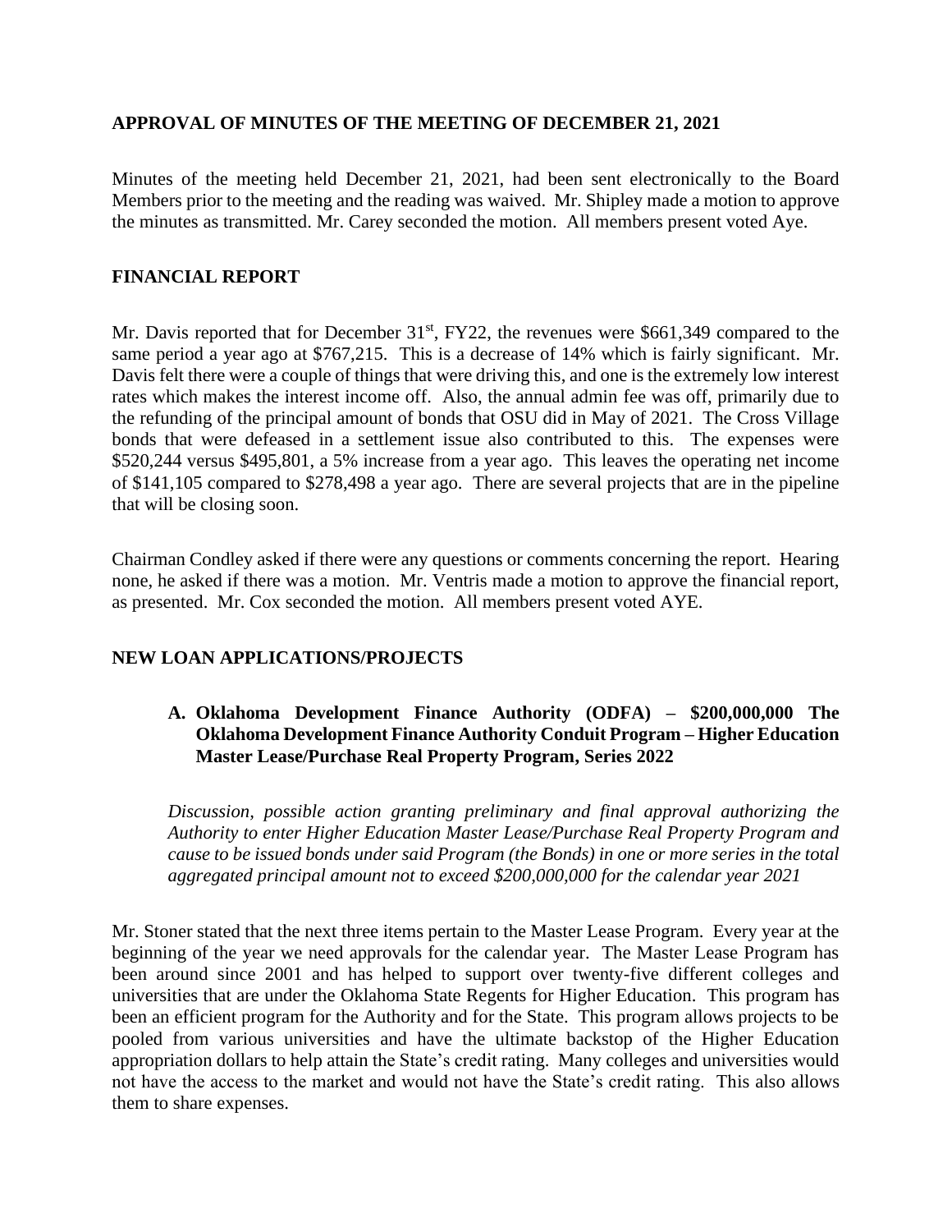## APPROVAL OF MINUTES OF THE MEETING OF DECEMBER 21, 2021

Minutes of the meeting held December 21, 2021, had been sent electronically to the Board Members prior to the meeting and the reading was waived. Mr. Shipley made a motion to approve the minutes as transmitted. Mr. Carey seconded the motion. All members present voted Aye.

## FINANCIAL REPORT

Mr. Davis reported that for December 31st, FY22, the revenues were $661,349 compared to the same period a year ago at $767,215. This is a decrease of 14% which is fairly significant. Mr. Davis felt there were a couple of things that were driving this, and one is the extremely low interest rates which makes the interest income off. Also, the annual admin fee was off, primarily due to the refunding of the principal amount of bonds that OSU did in May of 2021. The Cross Village bonds that were defeased in a settlement issue also contributed to this. The expenses were $520,244 versus $495,801, a 5% increase from a year ago. This leaves the operating net income of $141,105 compared to $278,498 a year ago. There are several projects that are in the pipeline that will be closing soon.

Chairman Condley asked if there were any questions or comments concerning the report. Hearing none, he asked if there was a motion. Mr. Ventris made a motion to approve the financial report, as presented. Mr. Cox seconded the motion. All members present voted AYE.

## NEW LOAN APPLICATIONS/PROJECTS

### A. Oklahoma Development Finance Authority (ODFA) – $200,000,000 The Oklahoma Development Finance Authority Conduit Program – Higher Education Master Lease/Purchase Real Property Program, Series 2022

*Discussion, possible action granting preliminary and final approval authorizing the Authority to enter Higher Education Master Lease/Purchase Real Property Program and cause to be issued bonds under said Program (the Bonds) in one or more series in the total aggregated principal amount not to exceed $200,000,000 for the calendar year 2021*

Mr. Stoner stated that the next three items pertain to the Master Lease Program. Every year at the beginning of the year we need approvals for the calendar year. The Master Lease Program has been around since 2001 and has helped to support over twenty-five different colleges and universities that are under the Oklahoma State Regents for Higher Education. This program has been an efficient program for the Authority and for the State. This program allows projects to be pooled from various universities and have the ultimate backstop of the Higher Education appropriation dollars to help attain the State's credit rating. Many colleges and universities would not have the access to the market and would not have the State's credit rating. This also allows them to share expenses.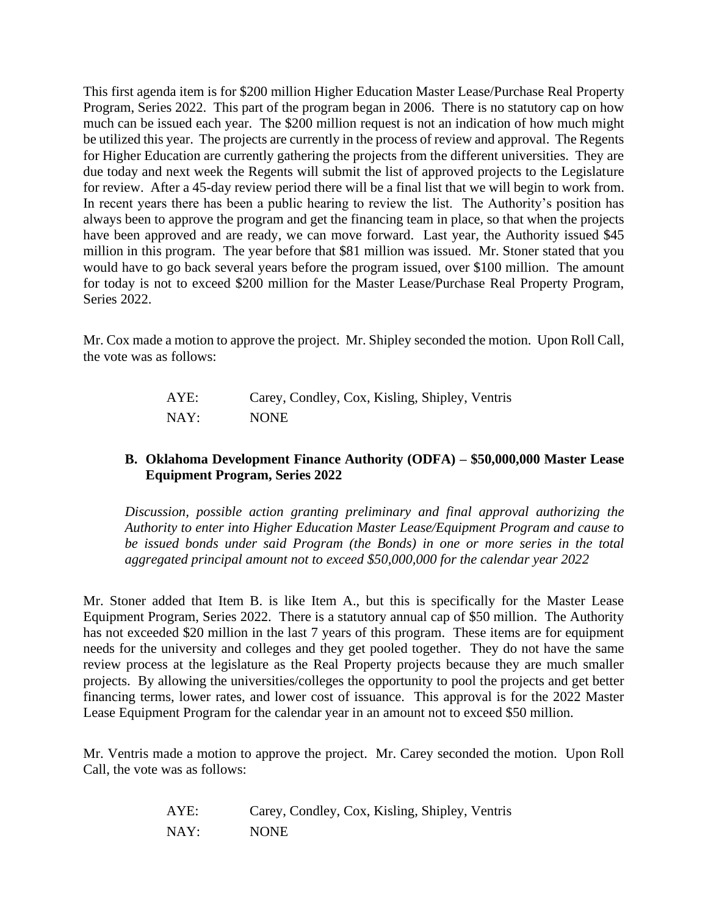This first agenda item is for $200 million Higher Education Master Lease/Purchase Real Property Program, Series 2022. This part of the program began in 2006. There is no statutory cap on how much can be issued each year. The $200 million request is not an indication of how much might be utilized this year. The projects are currently in the process of review and approval. The Regents for Higher Education are currently gathering the projects from the different universities. They are due today and next week the Regents will submit the list of approved projects to the Legislature for review. After a 45-day review period there will be a final list that we will begin to work from. In recent years there has been a public hearing to review the list. The Authority's position has always been to approve the program and get the financing team in place, so that when the projects have been approved and are ready, we can move forward. Last year, the Authority issued $45 million in this program. The year before that $81 million was issued. Mr. Stoner stated that you would have to go back several years before the program issued, over $100 million. The amount for today is not to exceed $200 million for the Master Lease/Purchase Real Property Program, Series 2022.

Mr. Cox made a motion to approve the project. Mr. Shipley seconded the motion. Upon Roll Call, the vote was as follows:

| | |
|---|---|
| AYE: | Carey, Condley, Cox, Kisling, Shipley, Ventris |
| NAY: | NONE |

**B. Oklahoma Development Finance Authority (ODFA) – $50,000,000 Master Lease Equipment Program, Series 2022**

*Discussion, possible action granting preliminary and final approval authorizing the Authority to enter into Higher Education Master Lease/Equipment Program and cause to be issued bonds under said Program (the Bonds) in one or more series in the total aggregated principal amount not to exceed $50,000,000 for the calendar year 2022*

Mr. Stoner added that Item B. is like Item A., but this is specifically for the Master Lease Equipment Program, Series 2022. There is a statutory annual cap of $50 million. The Authority has not exceeded $20 million in the last 7 years of this program. These items are for equipment needs for the university and colleges and they get pooled together. They do not have the same review process at the legislature as the Real Property projects because they are much smaller projects. By allowing the universities/colleges the opportunity to pool the projects and get better financing terms, lower rates, and lower cost of issuance. This approval is for the 2022 Master Lease Equipment Program for the calendar year in an amount not to exceed $50 million.

Mr. Ventris made a motion to approve the project. Mr. Carey seconded the motion. Upon Roll Call, the vote was as follows:

| | |
|---|---|
| AYE: | Carey, Condley, Cox, Kisling, Shipley, Ventris |
| NAY: | NONE |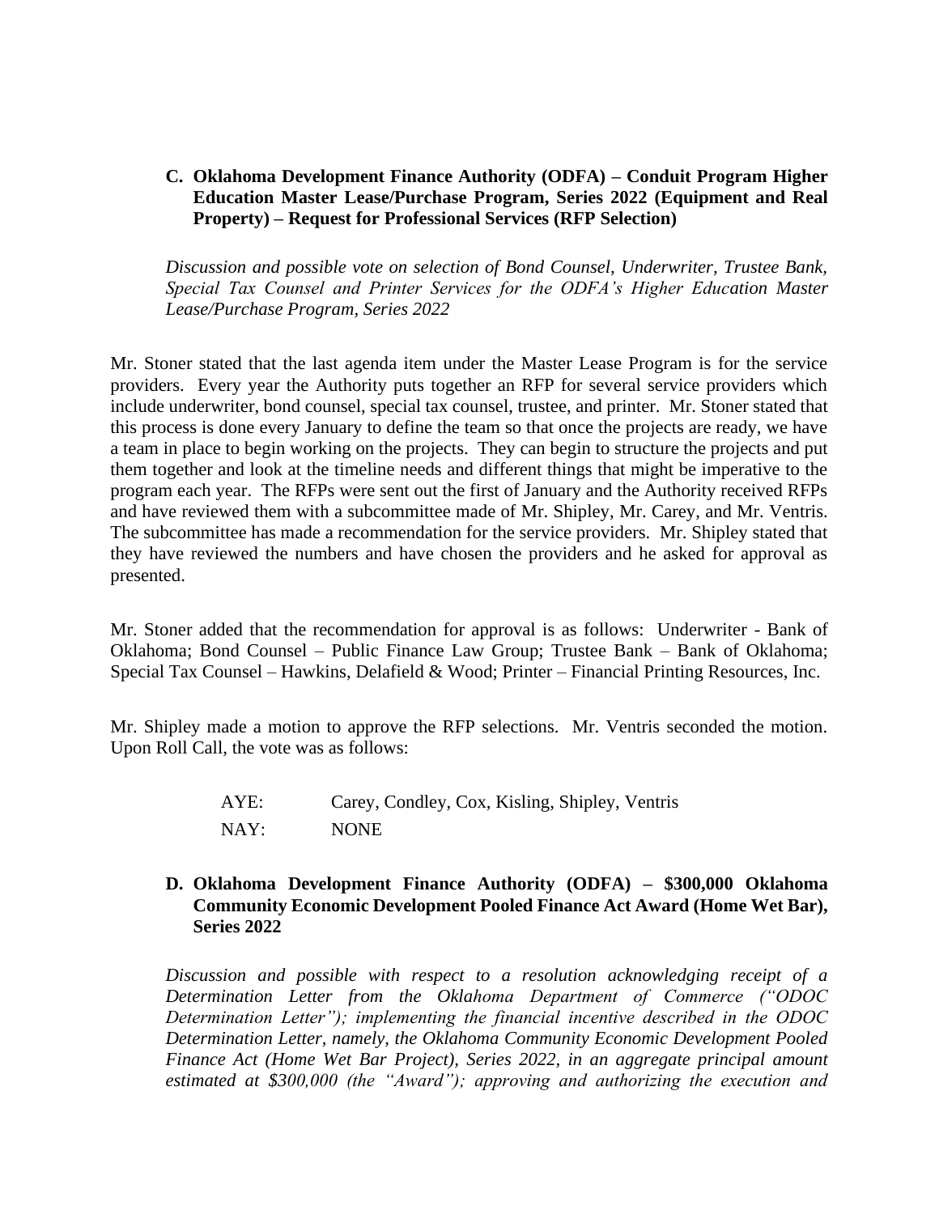**C. Oklahoma Development Finance Authority (ODFA) – Conduit Program Higher Education Master Lease/Purchase Program, Series 2022 (Equipment and Real Property) – Request for Professional Services (RFP Selection)**

*Discussion and possible vote on selection of Bond Counsel, Underwriter, Trustee Bank, Special Tax Counsel and Printer Services for the ODFA's Higher Education Master Lease/Purchase Program, Series 2022*

Mr. Stoner stated that the last agenda item under the Master Lease Program is for the service providers. Every year the Authority puts together an RFP for several service providers which include underwriter, bond counsel, special tax counsel, trustee, and printer. Mr. Stoner stated that this process is done every January to define the team so that once the projects are ready, we have a team in place to begin working on the projects. They can begin to structure the projects and put them together and look at the timeline needs and different things that might be imperative to the program each year. The RFPs were sent out the first of January and the Authority received RFPs and have reviewed them with a subcommittee made of Mr. Shipley, Mr. Carey, and Mr. Ventris. The subcommittee has made a recommendation for the service providers. Mr. Shipley stated that they have reviewed the numbers and have chosen the providers and he asked for approval as presented.

Mr. Stoner added that the recommendation for approval is as follows: Underwriter - Bank of Oklahoma; Bond Counsel – Public Finance Law Group; Trustee Bank – Bank of Oklahoma; Special Tax Counsel – Hawkins, Delafield & Wood; Printer – Financial Printing Resources, Inc.

Mr. Shipley made a motion to approve the RFP selections. Mr. Ventris seconded the motion. Upon Roll Call, the vote was as follows:

AYE: Carey, Condley, Cox, Kisling, Shipley, Ventris

NAY: NONE

**D. Oklahoma Development Finance Authority (ODFA) – $300,000 Oklahoma Community Economic Development Pooled Finance Act Award (Home Wet Bar), Series 2022**

*Discussion and possible with respect to a resolution acknowledging receipt of a Determination Letter from the Oklahoma Department of Commerce ("ODOC Determination Letter"); implementing the financial incentive described in the ODOC Determination Letter, namely, the Oklahoma Community Economic Development Pooled Finance Act (Home Wet Bar Project), Series 2022, in an aggregate principal amount estimated at $300,000 (the "Award"); approving and authorizing the execution and*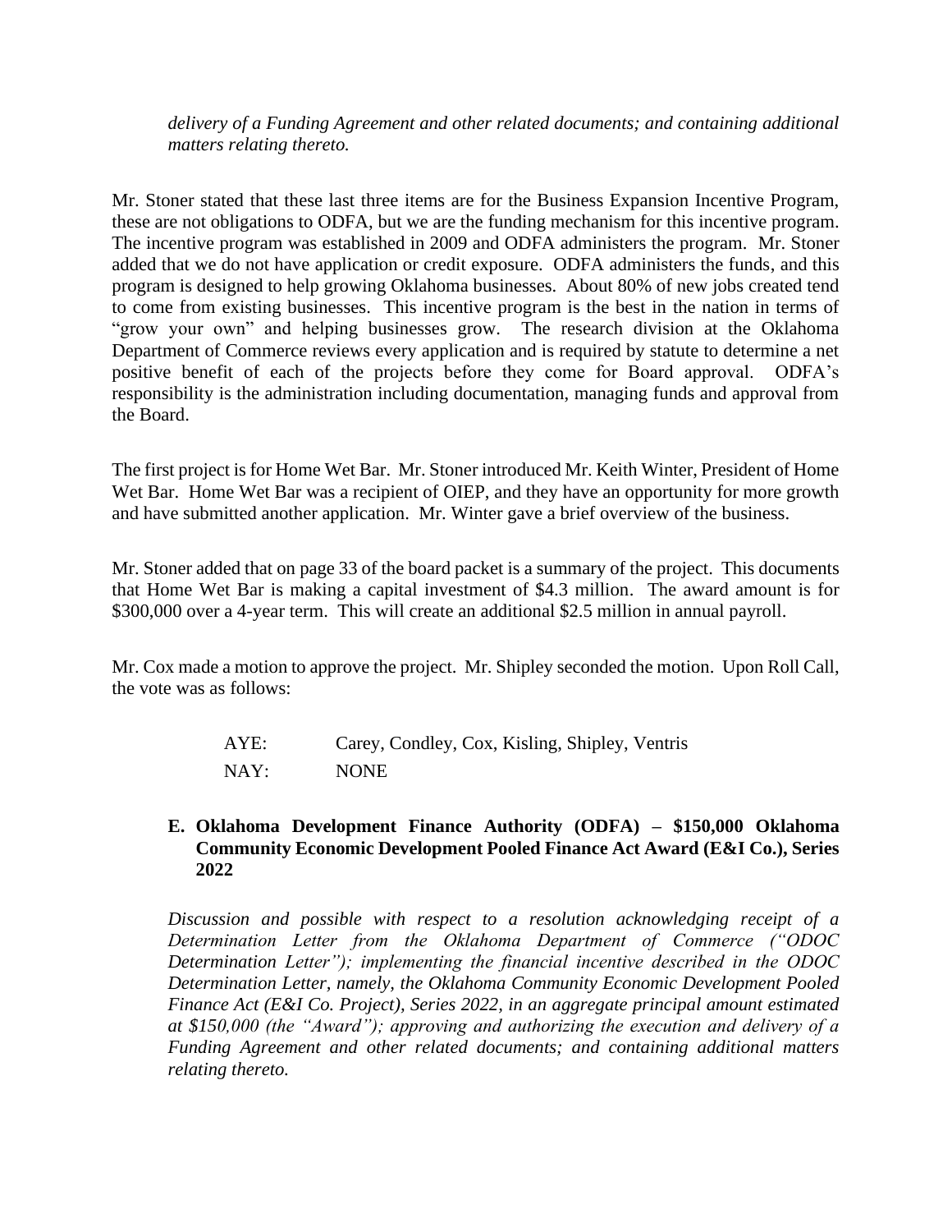*delivery of a Funding Agreement and other related documents; and containing additional matters relating thereto.*

Mr. Stoner stated that these last three items are for the Business Expansion Incentive Program, these are not obligations to ODFA, but we are the funding mechanism for this incentive program. The incentive program was established in 2009 and ODFA administers the program. Mr. Stoner added that we do not have application or credit exposure. ODFA administers the funds, and this program is designed to help growing Oklahoma businesses. About 80% of new jobs created tend to come from existing businesses. This incentive program is the best in the nation in terms of "grow your own" and helping businesses grow. The research division at the Oklahoma Department of Commerce reviews every application and is required by statute to determine a net positive benefit of each of the projects before they come for Board approval. ODFA's responsibility is the administration including documentation, managing funds and approval from the Board.

The first project is for Home Wet Bar. Mr. Stoner introduced Mr. Keith Winter, President of Home Wet Bar. Home Wet Bar was a recipient of OIEP, and they have an opportunity for more growth and have submitted another application. Mr. Winter gave a brief overview of the business.

Mr. Stoner added that on page 33 of the board packet is a summary of the project. This documents that Home Wet Bar is making a capital investment of $4.3 million. The award amount is for $300,000 over a 4-year term. This will create an additional $2.5 million in annual payroll.

Mr. Cox made a motion to approve the project. Mr. Shipley seconded the motion. Upon Roll Call, the vote was as follows:

AYE: Carey, Condley, Cox, Kisling, Shipley, Ventris

NAY: NONE

**E. Oklahoma Development Finance Authority (ODFA) – $150,000 Oklahoma Community Economic Development Pooled Finance Act Award (E&I Co.), Series 2022**

*Discussion and possible with respect to a resolution acknowledging receipt of a Determination Letter from the Oklahoma Department of Commerce ("ODOC Determination Letter"); implementing the financial incentive described in the ODOC Determination Letter, namely, the Oklahoma Community Economic Development Pooled Finance Act (E&I Co. Project), Series 2022, in an aggregate principal amount estimated at $150,000 (the "Award"); approving and authorizing the execution and delivery of a Funding Agreement and other related documents; and containing additional matters relating thereto.*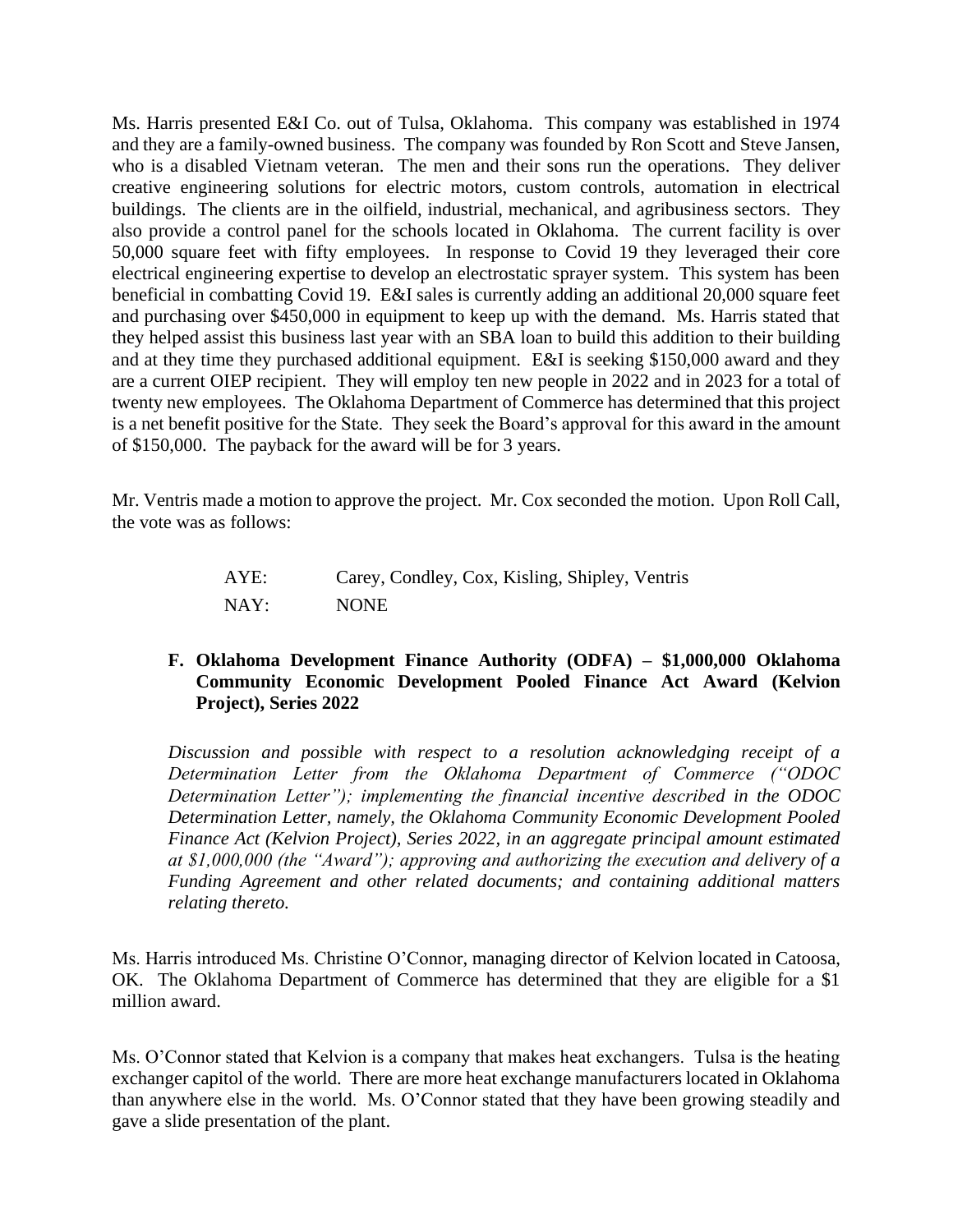Ms. Harris presented E&I Co. out of Tulsa, Oklahoma. This company was established in 1974 and they are a family-owned business. The company was founded by Ron Scott and Steve Jansen, who is a disabled Vietnam veteran. The men and their sons run the operations. They deliver creative engineering solutions for electric motors, custom controls, automation in electrical buildings. The clients are in the oilfield, industrial, mechanical, and agribusiness sectors. They also provide a control panel for the schools located in Oklahoma. The current facility is over 50,000 square feet with fifty employees. In response to Covid 19 they leveraged their core electrical engineering expertise to develop an electrostatic sprayer system. This system has been beneficial in combatting Covid 19. E&I sales is currently adding an additional 20,000 square feet and purchasing over $450,000 in equipment to keep up with the demand. Ms. Harris stated that they helped assist this business last year with an SBA loan to build this addition to their building and at they time they purchased additional equipment. E&I is seeking $150,000 award and they are a current OIEP recipient. They will employ ten new people in 2022 and in 2023 for a total of twenty new employees. The Oklahoma Department of Commerce has determined that this project is a net benefit positive for the State. They seek the Board's approval for this award in the amount of $150,000. The payback for the award will be for 3 years.

Mr. Ventris made a motion to approve the project. Mr. Cox seconded the motion. Upon Roll Call, the vote was as follows:

AYE: Carey, Condley, Cox, Kisling, Shipley, Ventris

NAY: NONE

**F. Oklahoma Development Finance Authority (ODFA) – $1,000,000 Oklahoma Community Economic Development Pooled Finance Act Award (Kelvion Project), Series 2022**

*Discussion and possible with respect to a resolution acknowledging receipt of a Determination Letter from the Oklahoma Department of Commerce ("ODOC Determination Letter"); implementing the financial incentive described in the ODOC Determination Letter, namely, the Oklahoma Community Economic Development Pooled Finance Act (Kelvion Project), Series 2022, in an aggregate principal amount estimated at $1,000,000 (the "Award"); approving and authorizing the execution and delivery of a Funding Agreement and other related documents; and containing additional matters relating thereto.*

Ms. Harris introduced Ms. Christine O'Connor, managing director of Kelvion located in Catoosa, OK. The Oklahoma Department of Commerce has determined that they are eligible for a $1 million award.

Ms. O'Connor stated that Kelvion is a company that makes heat exchangers. Tulsa is the heating exchanger capitol of the world. There are more heat exchange manufacturers located in Oklahoma than anywhere else in the world. Ms. O'Connor stated that they have been growing steadily and gave a slide presentation of the plant.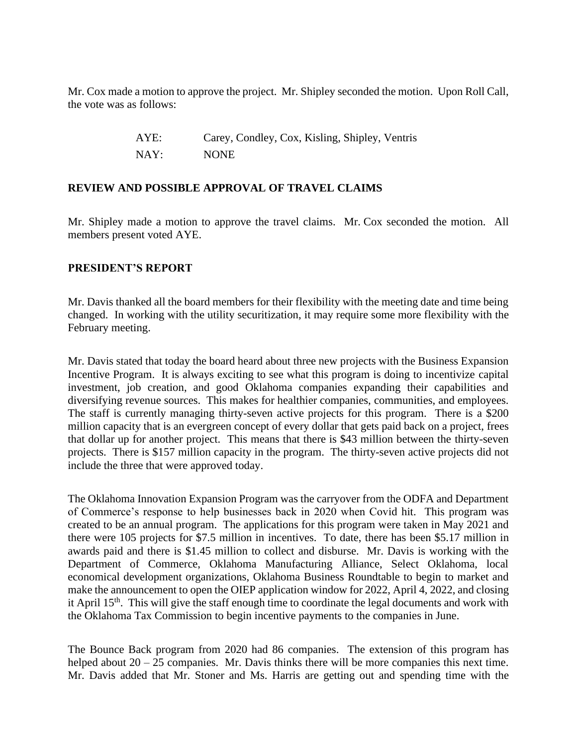Mr. Cox made a motion to approve the project. Mr. Shipley seconded the motion. Upon Roll Call, the vote was as follows:

| | |
|---|---|
| AYE: | Carey, Condley, Cox, Kisling, Shipley, Ventris |
| NAY: | NONE |

## REVIEW AND POSSIBLE APPROVAL OF TRAVEL CLAIMS

Mr. Shipley made a motion to approve the travel claims. Mr. Cox seconded the motion. All members present voted AYE.

## PRESIDENT'S REPORT

Mr. Davis thanked all the board members for their flexibility with the meeting date and time being changed. In working with the utility securitization, it may require some more flexibility with the February meeting.

Mr. Davis stated that today the board heard about three new projects with the Business Expansion Incentive Program. It is always exciting to see what this program is doing to incentivize capital investment, job creation, and good Oklahoma companies expanding their capabilities and diversifying revenue sources. This makes for healthier companies, communities, and employees. The staff is currently managing thirty-seven active projects for this program. There is a $200 million capacity that is an evergreen concept of every dollar that gets paid back on a project, frees that dollar up for another project. This means that there is $43 million between the thirty-seven projects. There is $157 million capacity in the program. The thirty-seven active projects did not include the three that were approved today.

The Oklahoma Innovation Expansion Program was the carryover from the ODFA and Department of Commerce's response to help businesses back in 2020 when Covid hit. This program was created to be an annual program. The applications for this program were taken in May 2021 and there were 105 projects for $7.5 million in incentives. To date, there has been $5.17 million in awards paid and there is $1.45 million to collect and disburse. Mr. Davis is working with the Department of Commerce, Oklahoma Manufacturing Alliance, Select Oklahoma, local economical development organizations, Oklahoma Business Roundtable to begin to market and make the announcement to open the OIEP application window for 2022, April 4, 2022, and closing it April 15th. This will give the staff enough time to coordinate the legal documents and work with the Oklahoma Tax Commission to begin incentive payments to the companies in June.

The Bounce Back program from 2020 had 86 companies. The extension of this program has helped about 20 – 25 companies. Mr. Davis thinks there will be more companies this next time. Mr. Davis added that Mr. Stoner and Ms. Harris are getting out and spending time with the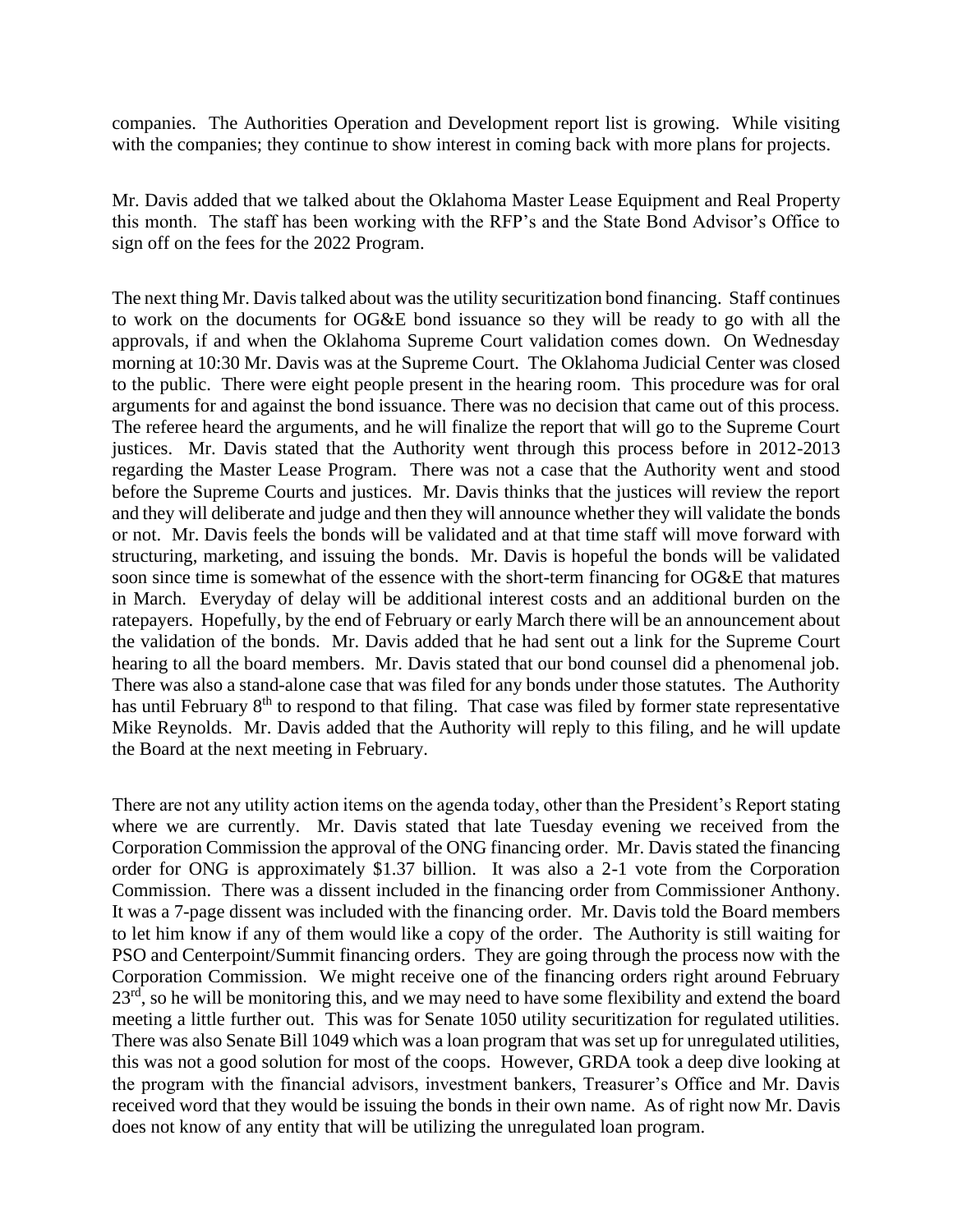companies. The Authorities Operation and Development report list is growing. While visiting with the companies; they continue to show interest in coming back with more plans for projects.

Mr. Davis added that we talked about the Oklahoma Master Lease Equipment and Real Property this month. The staff has been working with the RFP's and the State Bond Advisor's Office to sign off on the fees for the 2022 Program.

The next thing Mr. Davis talked about was the utility securitization bond financing. Staff continues to work on the documents for OG&E bond issuance so they will be ready to go with all the approvals, if and when the Oklahoma Supreme Court validation comes down. On Wednesday morning at 10:30 Mr. Davis was at the Supreme Court. The Oklahoma Judicial Center was closed to the public. There were eight people present in the hearing room. This procedure was for oral arguments for and against the bond issuance. There was no decision that came out of this process. The referee heard the arguments, and he will finalize the report that will go to the Supreme Court justices. Mr. Davis stated that the Authority went through this process before in 2012-2013 regarding the Master Lease Program. There was not a case that the Authority went and stood before the Supreme Courts and justices. Mr. Davis thinks that the justices will review the report and they will deliberate and judge and then they will announce whether they will validate the bonds or not. Mr. Davis feels the bonds will be validated and at that time staff will move forward with structuring, marketing, and issuing the bonds. Mr. Davis is hopeful the bonds will be validated soon since time is somewhat of the essence with the short-term financing for OG&E that matures in March. Everyday of delay will be additional interest costs and an additional burden on the ratepayers. Hopefully, by the end of February or early March there will be an announcement about the validation of the bonds. Mr. Davis added that he had sent out a link for the Supreme Court hearing to all the board members. Mr. Davis stated that our bond counsel did a phenomenal job. There was also a stand-alone case that was filed for any bonds under those statutes. The Authority has until February 8th to respond to that filing. That case was filed by former state representative Mike Reynolds. Mr. Davis added that the Authority will reply to this filing, and he will update the Board at the next meeting in February.

There are not any utility action items on the agenda today, other than the President's Report stating where we are currently. Mr. Davis stated that late Tuesday evening we received from the Corporation Commission the approval of the ONG financing order. Mr. Davis stated the financing order for ONG is approximately $1.37 billion. It was also a 2-1 vote from the Corporation Commission. There was a dissent included in the financing order from Commissioner Anthony. It was a 7-page dissent was included with the financing order. Mr. Davis told the Board members to let him know if any of them would like a copy of the order. The Authority is still waiting for PSO and Centerpoint/Summit financing orders. They are going through the process now with the Corporation Commission. We might receive one of the financing orders right around February 23rd, so he will be monitoring this, and we may need to have some flexibility and extend the board meeting a little further out. This was for Senate 1050 utility securitization for regulated utilities. There was also Senate Bill 1049 which was a loan program that was set up for unregulated utilities, this was not a good solution for most of the coops. However, GRDA took a deep dive looking at the program with the financial advisors, investment bankers, Treasurer's Office and Mr. Davis received word that they would be issuing the bonds in their own name. As of right now Mr. Davis does not know of any entity that will be utilizing the unregulated loan program.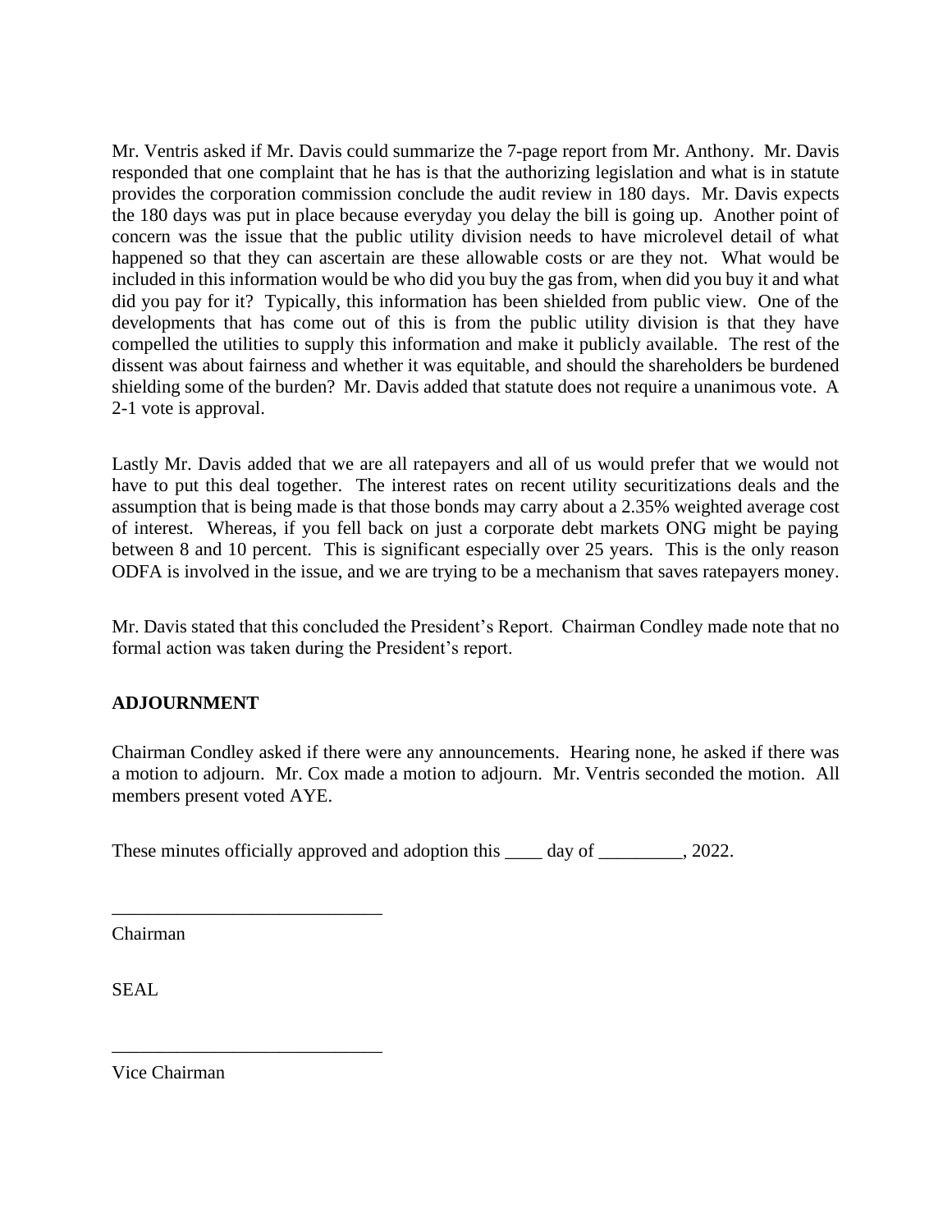Mr. Ventris asked if Mr. Davis could summarize the 7-page report from Mr. Anthony. Mr. Davis responded that one complaint that he has is that the authorizing legislation and what is in statute provides the corporation commission conclude the audit review in 180 days. Mr. Davis expects the 180 days was put in place because everyday you delay the bill is going up. Another point of concern was the issue that the public utility division needs to have microlevel detail of what happened so that they can ascertain are these allowable costs or are they not. What would be included in this information would be who did you buy the gas from, when did you buy it and what did you pay for it? Typically, this information has been shielded from public view. One of the developments that has come out of this is from the public utility division is that they have compelled the utilities to supply this information and make it publicly available. The rest of the dissent was about fairness and whether it was equitable, and should the shareholders be burdened shielding some of the burden? Mr. Davis added that statute does not require a unanimous vote. A 2-1 vote is approval.

Lastly Mr. Davis added that we are all ratepayers and all of us would prefer that we would not have to put this deal together. The interest rates on recent utility securitizations deals and the assumption that is being made is that those bonds may carry about a 2.35% weighted average cost of interest. Whereas, if you fell back on just a corporate debt markets ONG might be paying between 8 and 10 percent. This is significant especially over 25 years. This is the only reason ODFA is involved in the issue, and we are trying to be a mechanism that saves ratepayers money.

Mr. Davis stated that this concluded the President's Report. Chairman Condley made note that no formal action was taken during the President's report.

**ADJOURNMENT**

Chairman Condley asked if there were any announcements. Hearing none, he asked if there was a motion to adjourn. Mr. Cox made a motion to adjourn. Mr. Ventris seconded the motion. All members present voted AYE.

These minutes officially approved and adoption this ____ day of _________, 2022.

_____________________________

Chairman

SEAL

_____________________________

Vice Chairman